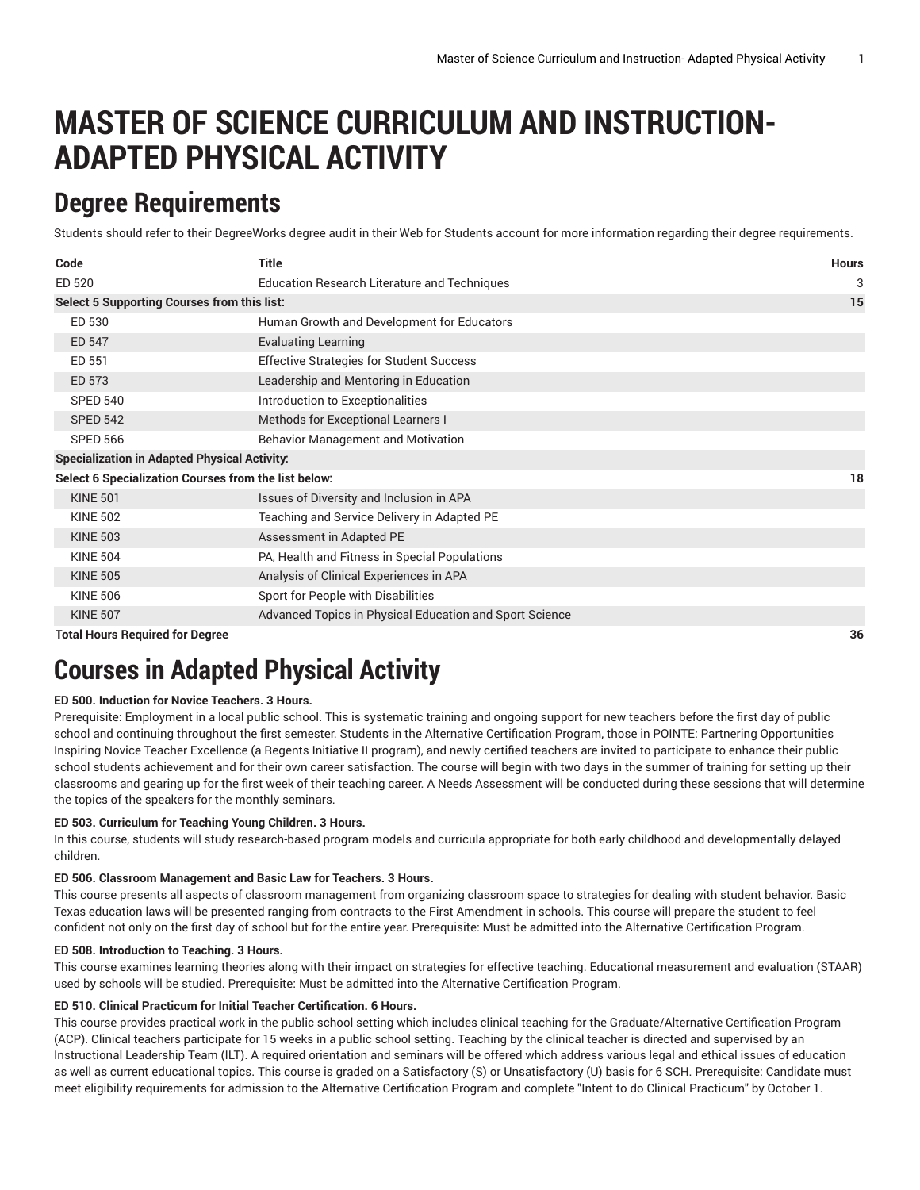# MASTER OF SCIENCE CURRICULUM AND INSTRUCTION-ADAPTED PHYSICAL ACTIVITY

## Degree Requirements

Students should refer to their DegreeWorks degree audit in their Web for Students account for more information regarding their degree requirements.

| Code | Title | Hours |
|---|---|---|
| ED 520 | Education Research Literature and Techniques | 3 |
| **Select 5 Supporting Courses from this list:** | | **15** |
| ED 530 | Human Growth and Development for Educators | |
| ED 547 | Evaluating Learning | |
| ED 551 | Effective Strategies for Student Success | |
| ED 573 | Leadership and Mentoring in Education | |
| SPED 540 | Introduction to Exceptionalities | |
| SPED 542 | Methods for Exceptional Learners I | |
| SPED 566 | Behavior Management and Motivation | |
| **Specialization in Adapted Physical Activity:** | | |
| **Select 6 Specialization Courses from the list below:** | | **18** |
| KINE 501 | Issues of Diversity and Inclusion in APA | |
| KINE 502 | Teaching and Service Delivery in Adapted PE | |
| KINE 503 | Assessment in Adapted PE | |
| KINE 504 | PA, Health and Fitness in Special Populations | |
| KINE 505 | Analysis of Clinical Experiences in APA | |
| KINE 506 | Sport for People with Disabilities | |
| KINE 507 | Advanced Topics in Physical Education and Sport Science | |
| **Total Hours Required for Degree** | | **36** |

# Courses in Adapted Physical Activity

**ED 500. Induction for Novice Teachers. 3 Hours.**

Prerequisite: Employment in a local public school. This is systematic training and ongoing support for new teachers before the first day of public school and continuing throughout the first semester. Students in the Alternative Certification Program, those in POINTE: Partnering Opportunities Inspiring Novice Teacher Excellence (a Regents Initiative II program), and newly certified teachers are invited to participate to enhance their public school students achievement and for their own career satisfaction. The course will begin with two days in the summer of training for setting up their classrooms and gearing up for the first week of their teaching career. A Needs Assessment will be conducted during these sessions that will determine the topics of the speakers for the monthly seminars.

**ED 503. Curriculum for Teaching Young Children. 3 Hours.**

In this course, students will study research-based program models and curricula appropriate for both early childhood and developmentally delayed children.

**ED 506. Classroom Management and Basic Law for Teachers. 3 Hours.**

This course presents all aspects of classroom management from organizing classroom space to strategies for dealing with student behavior. Basic Texas education laws will be presented ranging from contracts to the First Amendment in schools. This course will prepare the student to feel confident not only on the first day of school but for the entire year. Prerequisite: Must be admitted into the Alternative Certification Program.

**ED 508. Introduction to Teaching. 3 Hours.**

This course examines learning theories along with their impact on strategies for effective teaching. Educational measurement and evaluation (STAAR) used by schools will be studied. Prerequisite: Must be admitted into the Alternative Certification Program.

**ED 510. Clinical Practicum for Initial Teacher Certification. 6 Hours.**

This course provides practical work in the public school setting which includes clinical teaching for the Graduate/Alternative Certification Program (ACP). Clinical teachers participate for 15 weeks in a public school setting. Teaching by the clinical teacher is directed and supervised by an Instructional Leadership Team (ILT). A required orientation and seminars will be offered which address various legal and ethical issues of education as well as current educational topics. This course is graded on a Satisfactory (S) or Unsatisfactory (U) basis for 6 SCH. Prerequisite: Candidate must meet eligibility requirements for admission to the Alternative Certification Program and complete "Intent to do Clinical Practicum" by October 1.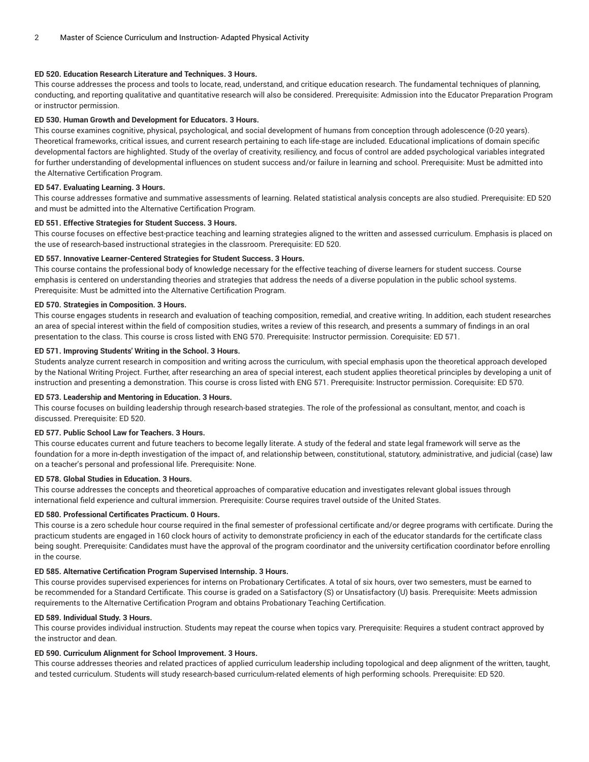**ED 520. Education Research Literature and Techniques. 3 Hours.**

This course addresses the process and tools to locate, read, understand, and critique education research. The fundamental techniques of planning, conducting, and reporting qualitative and quantitative research will also be considered. Prerequisite: Admission into the Educator Preparation Program or instructor permission.

**ED 530. Human Growth and Development for Educators. 3 Hours.**

This course examines cognitive, physical, psychological, and social development of humans from conception through adolescence (0-20 years). Theoretical frameworks, critical issues, and current research pertaining to each life-stage are included. Educational implications of domain specific developmental factors are highlighted. Study of the overlay of creativity, resiliency, and focus of control are added psychological variables integrated for further understanding of developmental influences on student success and/or failure in learning and school. Prerequisite: Must be admitted into the Alternative Certification Program.

**ED 547. Evaluating Learning. 3 Hours.**

This course addresses formative and summative assessments of learning. Related statistical analysis concepts are also studied. Prerequisite: ED 520 and must be admitted into the Alternative Certification Program.

**ED 551. Effective Strategies for Student Success. 3 Hours.**

This course focuses on effective best-practice teaching and learning strategies aligned to the written and assessed curriculum. Emphasis is placed on the use of research-based instructional strategies in the classroom. Prerequisite: ED 520.

**ED 557. Innovative Learner-Centered Strategies for Student Success. 3 Hours.**

This course contains the professional body of knowledge necessary for the effective teaching of diverse learners for student success. Course emphasis is centered on understanding theories and strategies that address the needs of a diverse population in the public school systems. Prerequisite: Must be admitted into the Alternative Certification Program.

**ED 570. Strategies in Composition. 3 Hours.**

This course engages students in research and evaluation of teaching composition, remedial, and creative writing. In addition, each student researches an area of special interest within the field of composition studies, writes a review of this research, and presents a summary of findings in an oral presentation to the class. This course is cross listed with ENG 570. Prerequisite: Instructor permission. Corequisite: ED 571.

**ED 571. Improving Students' Writing in the School. 3 Hours.**

Students analyze current research in composition and writing across the curriculum, with special emphasis upon the theoretical approach developed by the National Writing Project. Further, after researching an area of special interest, each student applies theoretical principles by developing a unit of instruction and presenting a demonstration. This course is cross listed with ENG 571. Prerequisite: Instructor permission. Corequisite: ED 570.

**ED 573. Leadership and Mentoring in Education. 3 Hours.**

This course focuses on building leadership through research-based strategies. The role of the professional as consultant, mentor, and coach is discussed. Prerequisite: ED 520.

**ED 577. Public School Law for Teachers. 3 Hours.**

This course educates current and future teachers to become legally literate. A study of the federal and state legal framework will serve as the foundation for a more in-depth investigation of the impact of, and relationship between, constitutional, statutory, administrative, and judicial (case) law on a teacher's personal and professional life. Prerequisite: None.

**ED 578. Global Studies in Education. 3 Hours.**

This course addresses the concepts and theoretical approaches of comparative education and investigates relevant global issues through international field experience and cultural immersion. Prerequisite: Course requires travel outside of the United States.

**ED 580. Professional Certificates Practicum. 0 Hours.**

This course is a zero schedule hour course required in the final semester of professional certificate and/or degree programs with certificate. During the practicum students are engaged in 160 clock hours of activity to demonstrate proficiency in each of the educator standards for the certificate class being sought. Prerequisite: Candidates must have the approval of the program coordinator and the university certification coordinator before enrolling in the course.

**ED 585. Alternative Certification Program Supervised Internship. 3 Hours.**

This course provides supervised experiences for interns on Probationary Certificates. A total of six hours, over two semesters, must be earned to be recommended for a Standard Certificate. This course is graded on a Satisfactory (S) or Unsatisfactory (U) basis. Prerequisite: Meets admission requirements to the Alternative Certification Program and obtains Probationary Teaching Certification.

**ED 589. Individual Study. 3 Hours.**

This course provides individual instruction. Students may repeat the course when topics vary. Prerequisite: Requires a student contract approved by the instructor and dean.

**ED 590. Curriculum Alignment for School Improvement. 3 Hours.**

This course addresses theories and related practices of applied curriculum leadership including topological and deep alignment of the written, taught, and tested curriculum. Students will study research-based curriculum-related elements of high performing schools. Prerequisite: ED 520.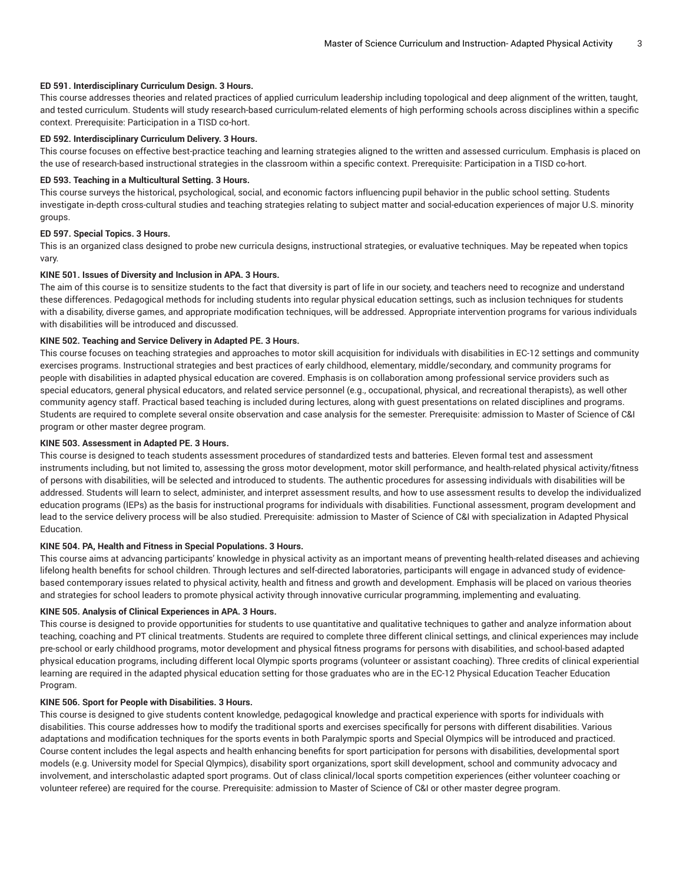**ED 591. Interdisciplinary Curriculum Design. 3 Hours.**

This course addresses theories and related practices of applied curriculum leadership including topological and deep alignment of the written, taught, and tested curriculum. Students will study research-based curriculum-related elements of high performing schools across disciplines within a specific context. Prerequisite: Participation in a TISD co-hort.

**ED 592. Interdisciplinary Curriculum Delivery. 3 Hours.**

This course focuses on effective best-practice teaching and learning strategies aligned to the written and assessed curriculum. Emphasis is placed on the use of research-based instructional strategies in the classroom within a specific context. Prerequisite: Participation in a TISD co-hort.

**ED 593. Teaching in a Multicultural Setting. 3 Hours.**

This course surveys the historical, psychological, social, and economic factors influencing pupil behavior in the public school setting. Students investigate in-depth cross-cultural studies and teaching strategies relating to subject matter and social-education experiences of major U.S. minority groups.

**ED 597. Special Topics. 3 Hours.**

This is an organized class designed to probe new curricula designs, instructional strategies, or evaluative techniques. May be repeated when topics vary.

**KINE 501. Issues of Diversity and Inclusion in APA. 3 Hours.**

The aim of this course is to sensitize students to the fact that diversity is part of life in our society, and teachers need to recognize and understand these differences. Pedagogical methods for including students into regular physical education settings, such as inclusion techniques for students with a disability, diverse games, and appropriate modification techniques, will be addressed. Appropriate intervention programs for various individuals with disabilities will be introduced and discussed.

**KINE 502. Teaching and Service Delivery in Adapted PE. 3 Hours.**

This course focuses on teaching strategies and approaches to motor skill acquisition for individuals with disabilities in EC-12 settings and community exercises programs. Instructional strategies and best practices of early childhood, elementary, middle/secondary, and community programs for people with disabilities in adapted physical education are covered. Emphasis is on collaboration among professional service providers such as special educators, general physical educators, and related service personnel (e.g., occupational, physical, and recreational therapists), as well other community agency staff. Practical based teaching is included during lectures, along with guest presentations on related disciplines and programs. Students are required to complete several onsite observation and case analysis for the semester. Prerequisite: admission to Master of Science of C&I program or other master degree program.

**KINE 503. Assessment in Adapted PE. 3 Hours.**

This course is designed to teach students assessment procedures of standardized tests and batteries. Eleven formal test and assessment instruments including, but not limited to, assessing the gross motor development, motor skill performance, and health-related physical activity/fitness of persons with disabilities, will be selected and introduced to students. The authentic procedures for assessing individuals with disabilities will be addressed. Students will learn to select, administer, and interpret assessment results, and how to use assessment results to develop the individualized education programs (IEPs) as the basis for instructional programs for individuals with disabilities. Functional assessment, program development and lead to the service delivery process will be also studied. Prerequisite: admission to Master of Science of C&I with specialization in Adapted Physical Education.

**KINE 504. PA, Health and Fitness in Special Populations. 3 Hours.**

This course aims at advancing participants' knowledge in physical activity as an important means of preventing health-related diseases and achieving lifelong health benefits for school children. Through lectures and self-directed laboratories, participants will engage in advanced study of evidence-based contemporary issues related to physical activity, health and fitness and growth and development. Emphasis will be placed on various theories and strategies for school leaders to promote physical activity through innovative curricular programming, implementing and evaluating.

**KINE 505. Analysis of Clinical Experiences in APA. 3 Hours.**

This course is designed to provide opportunities for students to use quantitative and qualitative techniques to gather and analyze information about teaching, coaching and PT clinical treatments. Students are required to complete three different clinical settings, and clinical experiences may include pre-school or early childhood programs, motor development and physical fitness programs for persons with disabilities, and school-based adapted physical education programs, including different local Olympic sports programs (volunteer or assistant coaching). Three credits of clinical experiential learning are required in the adapted physical education setting for those graduates who are in the EC-12 Physical Education Teacher Education Program.

**KINE 506. Sport for People with Disabilities. 3 Hours.**

This course is designed to give students content knowledge, pedagogical knowledge and practical experience with sports for individuals with disabilities. This course addresses how to modify the traditional sports and exercises specifically for persons with different disabilities. Various adaptations and modification techniques for the sports events in both Paralympic sports and Special Olympics will be introduced and practiced. Course content includes the legal aspects and health enhancing benefits for sport participation for persons with disabilities, developmental sport models (e.g. University model for Special Qlympics), disability sport organizations, sport skill development, school and community advocacy and involvement, and interscholastic adapted sport programs. Out of class clinical/local sports competition experiences (either volunteer coaching or volunteer referee) are required for the course. Prerequisite: admission to Master of Science of C&I or other master degree program.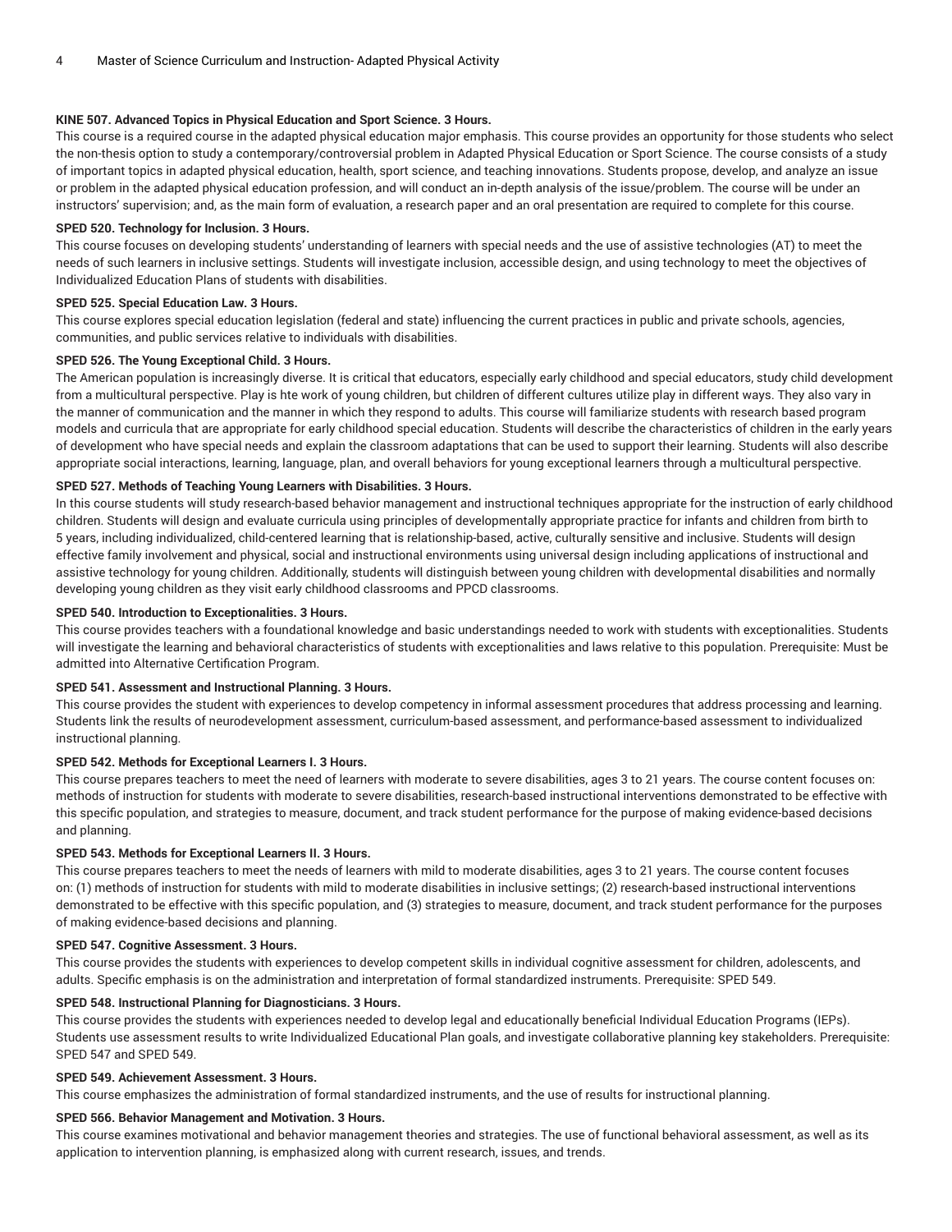**KINE 507. Advanced Topics in Physical Education and Sport Science. 3 Hours.**

This course is a required course in the adapted physical education major emphasis. This course provides an opportunity for those students who select the non-thesis option to study a contemporary/controversial problem in Adapted Physical Education or Sport Science. The course consists of a study of important topics in adapted physical education, health, sport science, and teaching innovations. Students propose, develop, and analyze an issue or problem in the adapted physical education profession, and will conduct an in-depth analysis of the issue/problem. The course will be under an instructors' supervision; and, as the main form of evaluation, a research paper and an oral presentation are required to complete for this course.

**SPED 520. Technology for Inclusion. 3 Hours.**

This course focuses on developing students' understanding of learners with special needs and the use of assistive technologies (AT) to meet the needs of such learners in inclusive settings. Students will investigate inclusion, accessible design, and using technology to meet the objectives of Individualized Education Plans of students with disabilities.

**SPED 525. Special Education Law. 3 Hours.**

This course explores special education legislation (federal and state) influencing the current practices in public and private schools, agencies, communities, and public services relative to individuals with disabilities.

**SPED 526. The Young Exceptional Child. 3 Hours.**

The American population is increasingly diverse. It is critical that educators, especially early childhood and special educators, study child development from a multicultural perspective. Play is hte work of young children, but children of different cultures utilize play in different ways. They also vary in the manner of communication and the manner in which they respond to adults. This course will familiarize students with research based program models and curricula that are appropriate for early childhood special education. Students will describe the characteristics of children in the early years of development who have special needs and explain the classroom adaptations that can be used to support their learning. Students will also describe appropriate social interactions, learning, language, plan, and overall behaviors for young exceptional learners through a multicultural perspective.

**SPED 527. Methods of Teaching Young Learners with Disabilities. 3 Hours.**

In this course students will study research-based behavior management and instructional techniques appropriate for the instruction of early childhood children. Students will design and evaluate curricula using principles of developmentally appropriate practice for infants and children from birth to 5 years, including individualized, child-centered learning that is relationship-based, active, culturally sensitive and inclusive. Students will design effective family involvement and physical, social and instructional environments using universal design including applications of instructional and assistive technology for young children. Additionally, students will distinguish between young children with developmental disabilities and normally developing young children as they visit early childhood classrooms and PPCD classrooms.

**SPED 540. Introduction to Exceptionalities. 3 Hours.**

This course provides teachers with a foundational knowledge and basic understandings needed to work with students with exceptionalities. Students will investigate the learning and behavioral characteristics of students with exceptionalities and laws relative to this population. Prerequisite: Must be admitted into Alternative Certification Program.

**SPED 541. Assessment and Instructional Planning. 3 Hours.**

This course provides the student with experiences to develop competency in informal assessment procedures that address processing and learning. Students link the results of neurodevelopment assessment, curriculum-based assessment, and performance-based assessment to individualized instructional planning.

**SPED 542. Methods for Exceptional Learners I. 3 Hours.**

This course prepares teachers to meet the need of learners with moderate to severe disabilities, ages 3 to 21 years. The course content focuses on: methods of instruction for students with moderate to severe disabilities, research-based instructional interventions demonstrated to be effective with this specific population, and strategies to measure, document, and track student performance for the purpose of making evidence-based decisions and planning.

**SPED 543. Methods for Exceptional Learners II. 3 Hours.**

This course prepares teachers to meet the needs of learners with mild to moderate disabilities, ages 3 to 21 years. The course content focuses on: (1) methods of instruction for students with mild to moderate disabilities in inclusive settings; (2) research-based instructional interventions demonstrated to be effective with this specific population, and (3) strategies to measure, document, and track student performance for the purposes of making evidence-based decisions and planning.

**SPED 547. Cognitive Assessment. 3 Hours.**

This course provides the students with experiences to develop competent skills in individual cognitive assessment for children, adolescents, and adults. Specific emphasis is on the administration and interpretation of formal standardized instruments. Prerequisite: SPED 549.

**SPED 548. Instructional Planning for Diagnosticians. 3 Hours.**

This course provides the students with experiences needed to develop legal and educationally beneficial Individual Education Programs (IEPs). Students use assessment results to write Individualized Educational Plan goals, and investigate collaborative planning key stakeholders. Prerequisite: SPED 547 and SPED 549.

**SPED 549. Achievement Assessment. 3 Hours.**

This course emphasizes the administration of formal standardized instruments, and the use of results for instructional planning.

**SPED 566. Behavior Management and Motivation. 3 Hours.**

This course examines motivational and behavior management theories and strategies. The use of functional behavioral assessment, as well as its application to intervention planning, is emphasized along with current research, issues, and trends.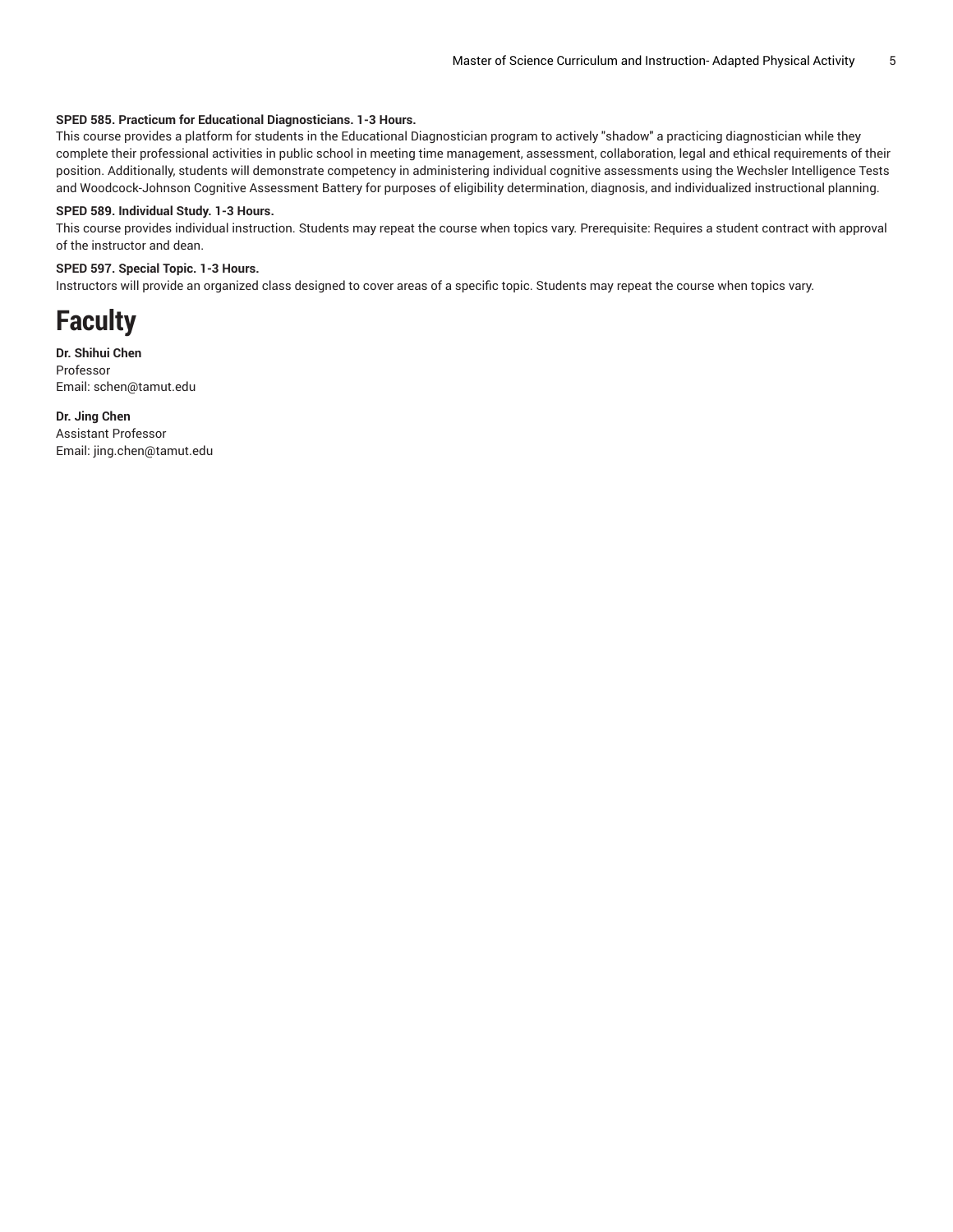**SPED 585. Practicum for Educational Diagnosticians. 1-3 Hours.**
This course provides a platform for students in the Educational Diagnostician program to actively "shadow" a practicing diagnostician while they complete their professional activities in public school in meeting time management, assessment, collaboration, legal and ethical requirements of their position. Additionally, students will demonstrate competency in administering individual cognitive assessments using the Wechsler Intelligence Tests and Woodcock-Johnson Cognitive Assessment Battery for purposes of eligibility determination, diagnosis, and individualized instructional planning.

**SPED 589. Individual Study. 1-3 Hours.**
This course provides individual instruction. Students may repeat the course when topics vary. Prerequisite: Requires a student contract with approval of the instructor and dean.

**SPED 597. Special Topic. 1-3 Hours.**
Instructors will provide an organized class designed to cover areas of a specific topic. Students may repeat the course when topics vary.

# Faculty

**Dr. Shihui Chen**
Professor
Email: schen@tamut.edu

**Dr. Jing Chen**
Assistant Professor
Email: jing.chen@tamut.edu